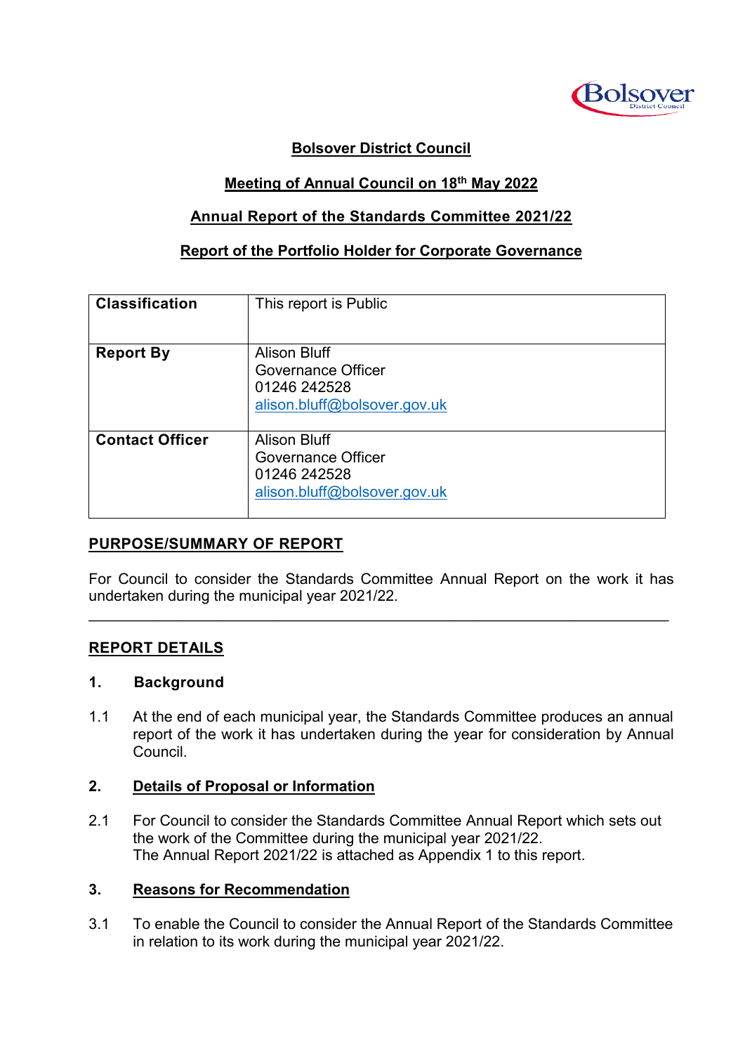**Bolsover District Council**

**Meeting of Annual Council on 18th May 2022**

**Annual Report of the Standards Committee 2021/22**

**Report of the Portfolio Holder for Corporate Governance**

| | |
|---|---|
| **Classification** | This report is Public |
| **Report By** | Alison Bluff<br>Governance Officer<br>01246 242528<br>alison.bluff@bolsover.gov.uk |
| **Contact Officer** | Alison Bluff<br>Governance Officer<br>01246 242528<br>alison.bluff@bolsover.gov.uk |

## PURPOSE/SUMMARY OF REPORT

For Council to consider the Standards Committee Annual Report on the work it has undertaken during the municipal year 2021/22.

---

## REPORT DETAILS

### 1. Background

1.1 At the end of each municipal year, the Standards Committee produces an annual report of the work it has undertaken during the year for consideration by Annual Council.

### 2. Details of Proposal or Information

2.1 For Council to consider the Standards Committee Annual Report which sets out the work of the Committee during the municipal year 2021/22.
The Annual Report 2021/22 is attached as Appendix 1 to this report.

### 3. Reasons for Recommendation

3.1 To enable the Council to consider the Annual Report of the Standards Committee in relation to its work during the municipal year 2021/22.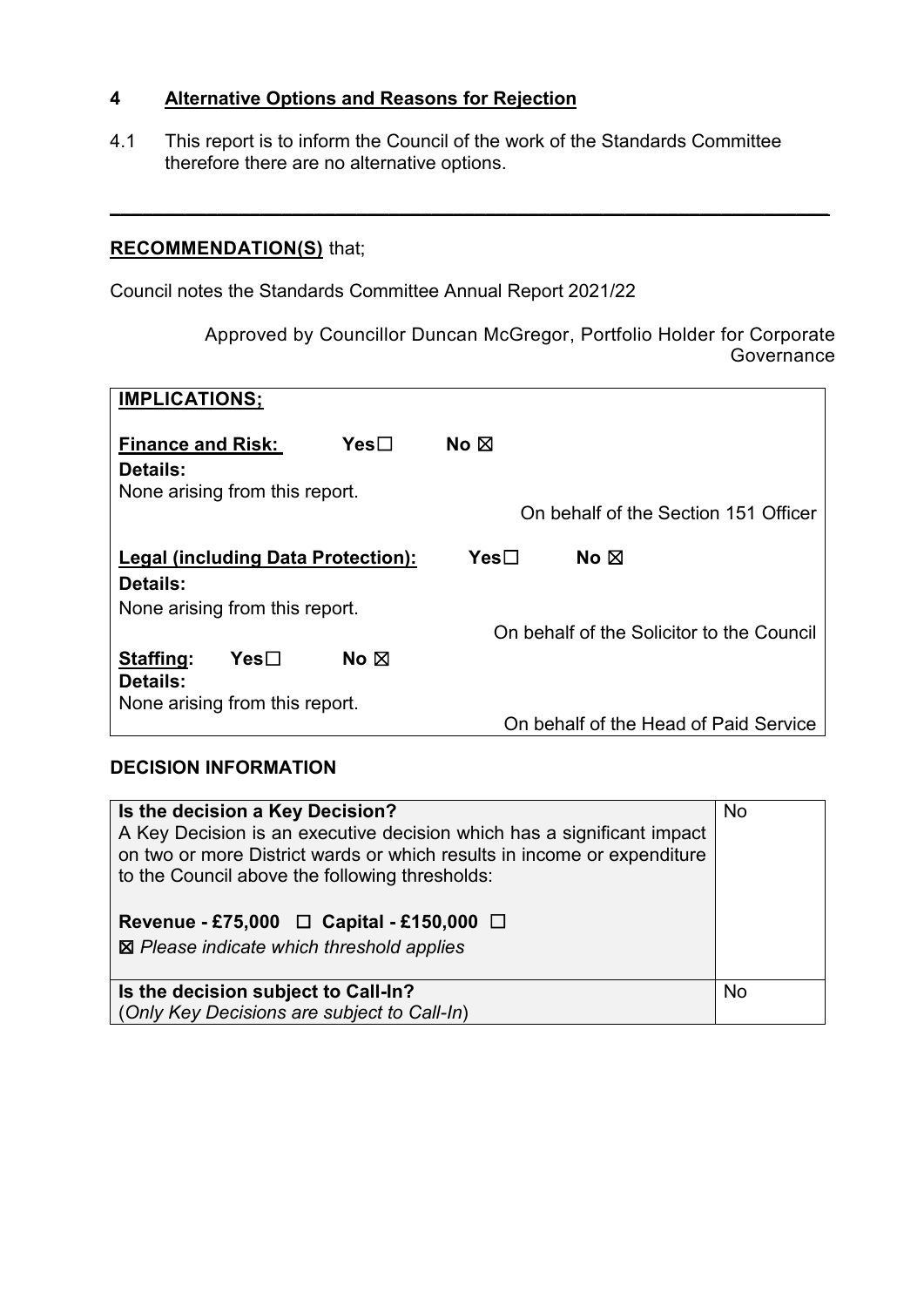## 4 Alternative Options and Reasons for Rejection

4.1 This report is to inform the Council of the work of the Standards Committee therefore there are no alternative options.

---

**RECOMMENDATION(S)** that;

Council notes the Standards Committee Annual Report 2021/22

Approved by Councillor Duncan McGregor, Portfolio Holder for Corporate Governance

| **IMPLICATIONS;** |
|---|
| **Finance and Risk:** Yes☐ No ☒ |
| **Details:** |
| None arising from this report. |
| On behalf of the Section 151 Officer |
| **Legal (including Data Protection):** Yes☐ No ☒ |
| **Details:** |
| None arising from this report. |
| On behalf of the Solicitor to the Council |
| **Staffing:** Yes☐ No ☒ |
| **Details:** |
| None arising from this report. |
| On behalf of the Head of Paid Service |

**DECISION INFORMATION**

| | |
|---|---|
| **Is the decision a Key Decision?**<br>A Key Decision is an executive decision which has a significant impact on two or more District wards or which results in income or expenditure to the Council above the following thresholds:<br><br>**Revenue - £75,000** ☐ **Capital - £150,000** ☐<br>☒ *Please indicate which threshold applies* | No |
| **Is the decision subject to Call-In?**<br>(*Only Key Decisions are subject to Call-In*) | No |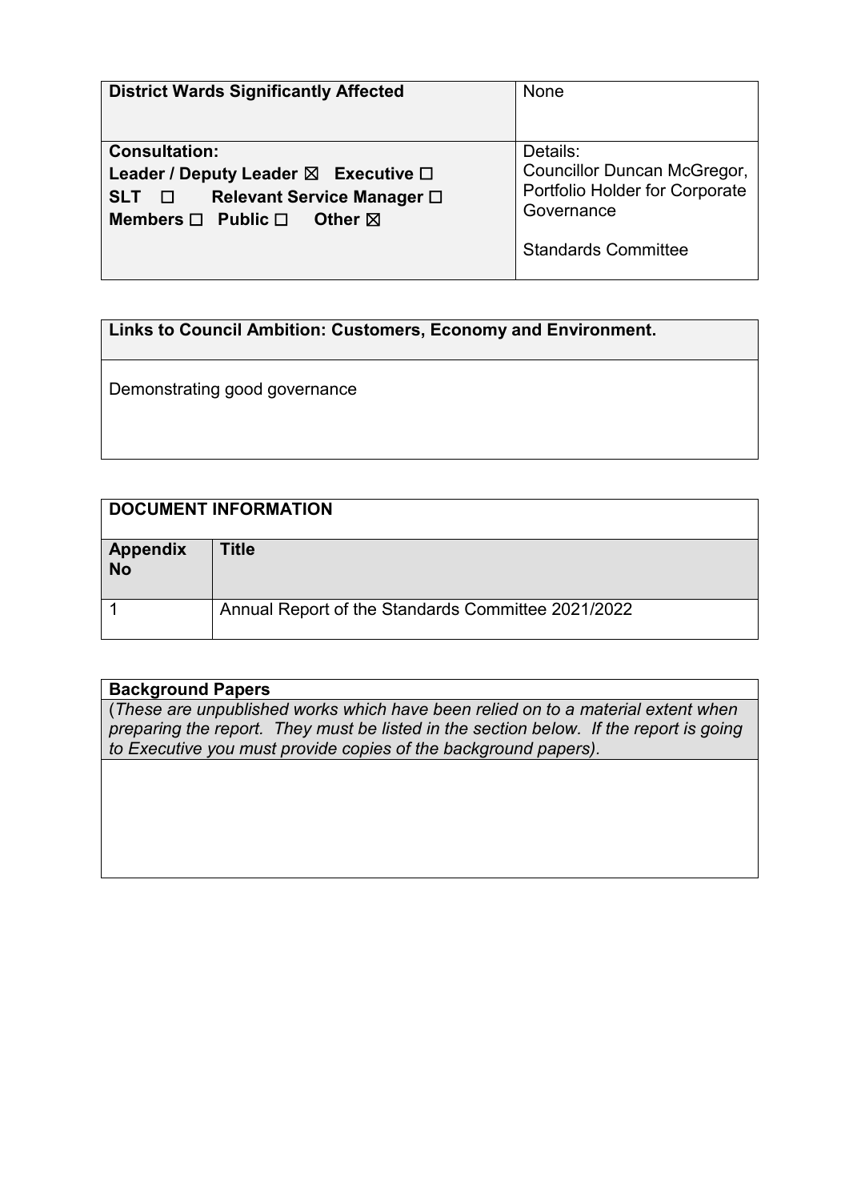| District Wards Significantly Affected | None |
|---|---|
| **Consultation:**<br>**Leader / Deputy Leader** ☒ **Executive** ☐<br>**SLT** ☐ **Relevant Service Manager** ☐<br>**Members** ☐ **Public** ☐ **Other** ☒ | Details:<br>Councillor Duncan McGregor, Portfolio Holder for Corporate Governance<br><br>Standards Committee |

| **Links to Council Ambition: Customers, Economy and Environment.** |
|---|
| Demonstrating good governance |

| **DOCUMENT INFORMATION** | |
|---|---|
| **Appendix No** | **Title** |
| 1 | Annual Report of the Standards Committee 2021/2022 |

| **Background Papers**<br>(*These are unpublished works which have been relied on to a material extent when preparing the report. They must be listed in the section below. If the report is going to Executive you must provide copies of the background papers).* |
|---|
| |